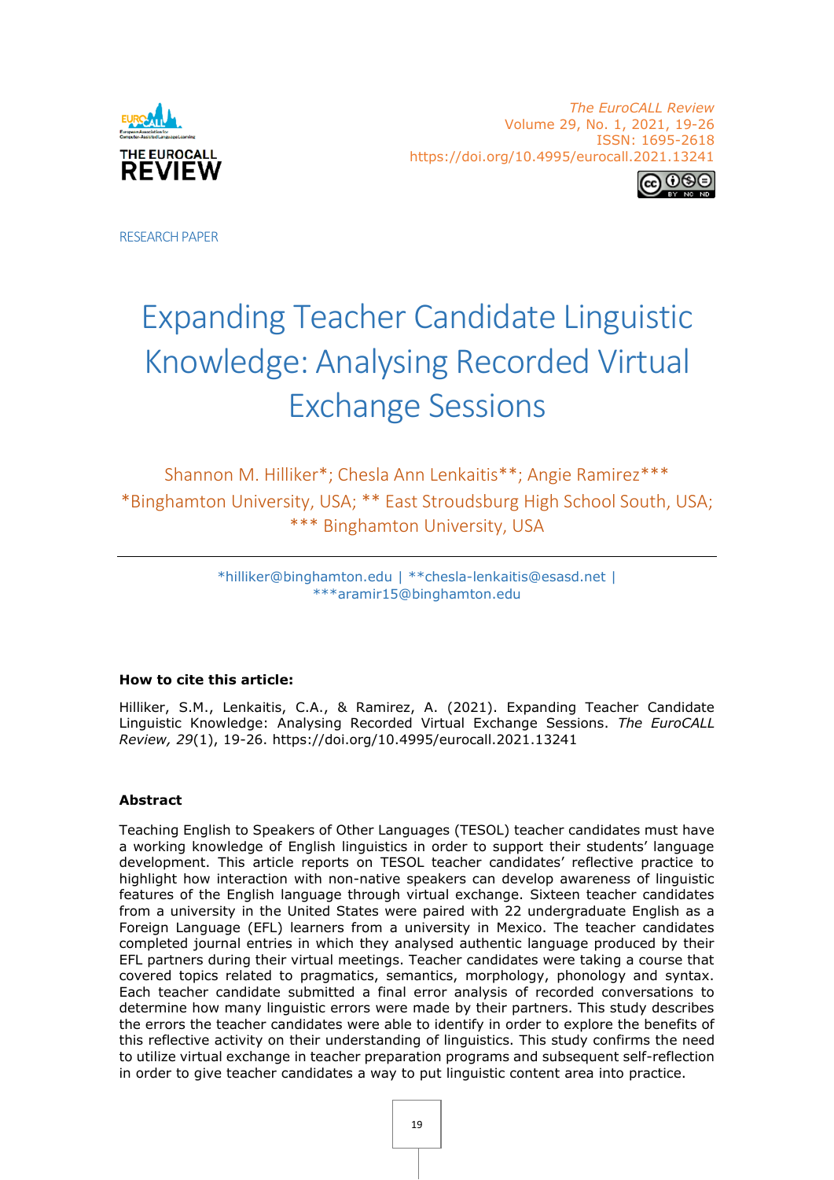RESEARCH PAPER

# Expanding Teacher Candidate Linguistic Knowledge: Analysing Recorded Virtual Exchange Sessions

Shannon M. Hilliker*; Chesla Ann Lenkaitis**; Angie Ramirez***
*Binghamton University, USA; ** East Stroudsburg High School South, USA; *** Binghamton University, USA

*hilliker@binghamton.edu | **chesla-lenkaitis@esasd.net | ***aramir15@binghamton.edu

**How to cite this article:**

Hilliker, S.M., Lenkaitis, C.A., & Ramirez, A. (2021). Expanding Teacher Candidate Linguistic Knowledge: Analysing Recorded Virtual Exchange Sessions. *The EuroCALL Review, 29*(1), 19-26. https://doi.org/10.4995/eurocall.2021.13241

**Abstract**

Teaching English to Speakers of Other Languages (TESOL) teacher candidates must have a working knowledge of English linguistics in order to support their students' language development. This article reports on TESOL teacher candidates' reflective practice to highlight how interaction with non-native speakers can develop awareness of linguistic features of the English language through virtual exchange. Sixteen teacher candidates from a university in the United States were paired with 22 undergraduate English as a Foreign Language (EFL) learners from a university in Mexico. The teacher candidates completed journal entries in which they analysed authentic language produced by their EFL partners during their virtual meetings. Teacher candidates were taking a course that covered topics related to pragmatics, semantics, morphology, phonology and syntax. Each teacher candidate submitted a final error analysis of recorded conversations to determine how many linguistic errors were made by their partners. This study describes the errors the teacher candidates were able to identify in order to explore the benefits of this reflective activity on their understanding of linguistics. This study confirms the need to utilize virtual exchange in teacher preparation programs and subsequent self-reflection in order to give teacher candidates a way to put linguistic content area into practice.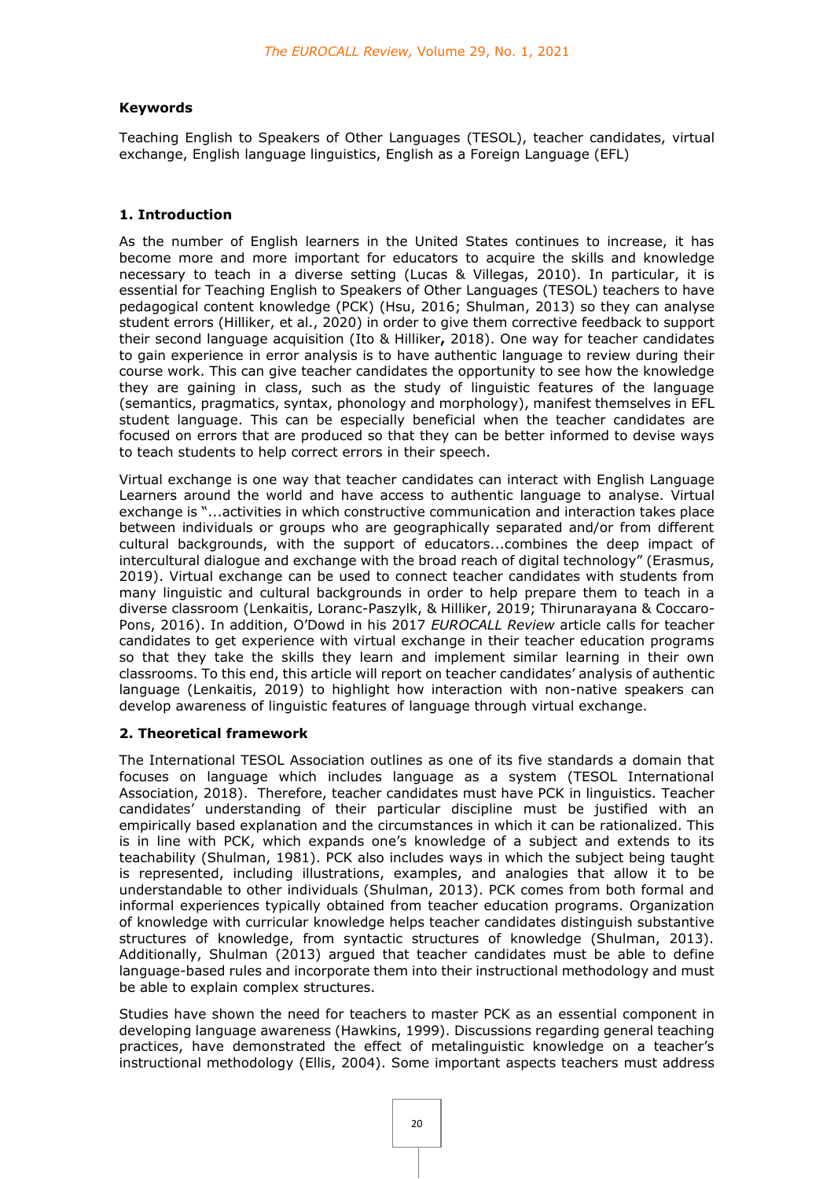### Keywords

Teaching English to Speakers of Other Languages (TESOL), teacher candidates, virtual exchange, English language linguistics, English as a Foreign Language (EFL)

### 1. Introduction

As the number of English learners in the United States continues to increase, it has become more and more important for educators to acquire the skills and knowledge necessary to teach in a diverse setting (Lucas & Villegas, 2010). In particular, it is essential for Teaching English to Speakers of Other Languages (TESOL) teachers to have pedagogical content knowledge (PCK) (Hsu, 2016; Shulman, 2013) so they can analyse student errors (Hilliker, et al., 2020) in order to give them corrective feedback to support their second language acquisition (Ito & Hilliker**,** 2018). One way for teacher candidates to gain experience in error analysis is to have authentic language to review during their course work. This can give teacher candidates the opportunity to see how the knowledge they are gaining in class, such as the study of linguistic features of the language (semantics, pragmatics, syntax, phonology and morphology), manifest themselves in EFL student language. This can be especially beneficial when the teacher candidates are focused on errors that are produced so that they can be better informed to devise ways to teach students to help correct errors in their speech.

Virtual exchange is one way that teacher candidates can interact with English Language Learners around the world and have access to authentic language to analyse. Virtual exchange is "...activities in which constructive communication and interaction takes place between individuals or groups who are geographically separated and/or from different cultural backgrounds, with the support of educators...combines the deep impact of intercultural dialogue and exchange with the broad reach of digital technology" (Erasmus, 2019). Virtual exchange can be used to connect teacher candidates with students from many linguistic and cultural backgrounds in order to help prepare them to teach in a diverse classroom (Lenkaitis, Loranc-Paszylk, & Hilliker, 2019; Thirunarayana & Coccaro-Pons, 2016). In addition, O'Dowd in his 2017 *EUROCALL Review* article calls for teacher candidates to get experience with virtual exchange in their teacher education programs so that they take the skills they learn and implement similar learning in their own classrooms. To this end, this article will report on teacher candidates' analysis of authentic language (Lenkaitis, 2019) to highlight how interaction with non-native speakers can develop awareness of linguistic features of language through virtual exchange.

### 2. Theoretical framework

The International TESOL Association outlines as one of its five standards a domain that focuses on language which includes language as a system (TESOL International Association, 2018). Therefore, teacher candidates must have PCK in linguistics. Teacher candidates' understanding of their particular discipline must be justified with an empirically based explanation and the circumstances in which it can be rationalized. This is in line with PCK, which expands one's knowledge of a subject and extends to its teachability (Shulman, 1981). PCK also includes ways in which the subject being taught is represented, including illustrations, examples, and analogies that allow it to be understandable to other individuals (Shulman, 2013). PCK comes from both formal and informal experiences typically obtained from teacher education programs. Organization of knowledge with curricular knowledge helps teacher candidates distinguish substantive structures of knowledge, from syntactic structures of knowledge (Shulman, 2013). Additionally, Shulman (2013) argued that teacher candidates must be able to define language-based rules and incorporate them into their instructional methodology and must be able to explain complex structures.

Studies have shown the need for teachers to master PCK as an essential component in developing language awareness (Hawkins, 1999). Discussions regarding general teaching practices, have demonstrated the effect of metalinguistic knowledge on a teacher's instructional methodology (Ellis, 2004). Some important aspects teachers must address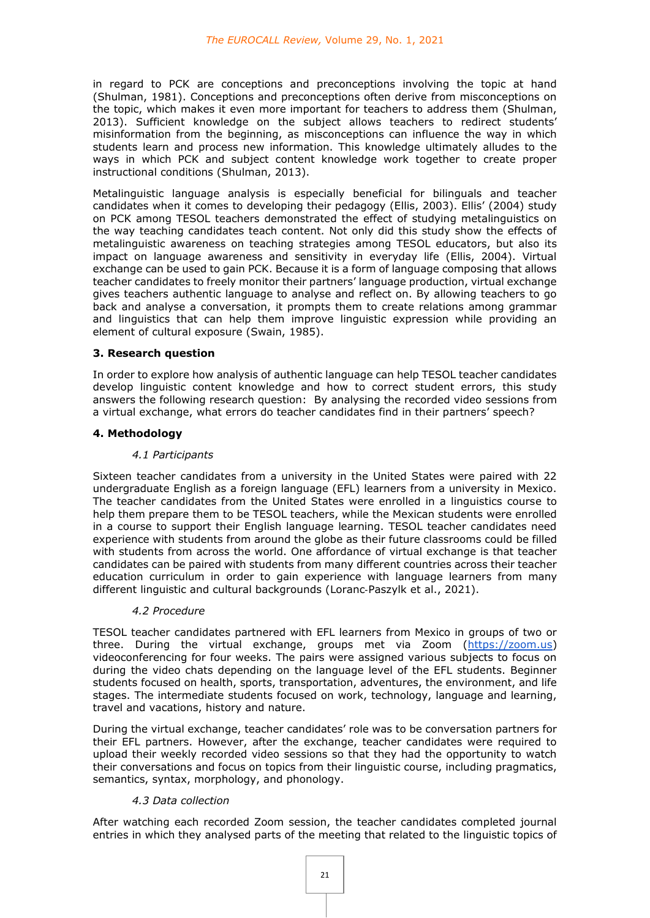in regard to PCK are conceptions and preconceptions involving the topic at hand (Shulman, 1981). Conceptions and preconceptions often derive from misconceptions on the topic, which makes it even more important for teachers to address them (Shulman, 2013). Sufficient knowledge on the subject allows teachers to redirect students' misinformation from the beginning, as misconceptions can influence the way in which students learn and process new information. This knowledge ultimately alludes to the ways in which PCK and subject content knowledge work together to create proper instructional conditions (Shulman, 2013).

Metalinguistic language analysis is especially beneficial for bilinguals and teacher candidates when it comes to developing their pedagogy (Ellis, 2003). Ellis' (2004) study on PCK among TESOL teachers demonstrated the effect of studying metalinguistics on the way teaching candidates teach content. Not only did this study show the effects of metalinguistic awareness on teaching strategies among TESOL educators, but also its impact on language awareness and sensitivity in everyday life (Ellis, 2004). Virtual exchange can be used to gain PCK. Because it is a form of language composing that allows teacher candidates to freely monitor their partners' language production, virtual exchange gives teachers authentic language to analyse and reflect on. By allowing teachers to go back and analyse a conversation, it prompts them to create relations among grammar and linguistics that can help them improve linguistic expression while providing an element of cultural exposure (Swain, 1985).

## 3. Research question

In order to explore how analysis of authentic language can help TESOL teacher candidates develop linguistic content knowledge and how to correct student errors, this study answers the following research question: By analysing the recorded video sessions from a virtual exchange, what errors do teacher candidates find in their partners' speech?

## 4. Methodology

### *4.1 Participants*

Sixteen teacher candidates from a university in the United States were paired with 22 undergraduate English as a foreign language (EFL) learners from a university in Mexico. The teacher candidates from the United States were enrolled in a linguistics course to help them prepare them to be TESOL teachers, while the Mexican students were enrolled in a course to support their English language learning. TESOL teacher candidates need experience with students from around the globe as their future classrooms could be filled with students from across the world. One affordance of virtual exchange is that teacher candidates can be paired with students from many different countries across their teacher education curriculum in order to gain experience with language learners from many different linguistic and cultural backgrounds (Loranc-Paszylk et al., 2021).

### *4.2 Procedure*

TESOL teacher candidates partnered with EFL learners from Mexico in groups of two or three. During the virtual exchange, groups met via Zoom (https://zoom.us) videoconferencing for four weeks. The pairs were assigned various subjects to focus on during the video chats depending on the language level of the EFL students. Beginner students focused on health, sports, transportation, adventures, the environment, and life stages. The intermediate students focused on work, technology, language and learning, travel and vacations, history and nature.

During the virtual exchange, teacher candidates' role was to be conversation partners for their EFL partners. However, after the exchange, teacher candidates were required to upload their weekly recorded video sessions so that they had the opportunity to watch their conversations and focus on topics from their linguistic course, including pragmatics, semantics, syntax, morphology, and phonology.

### *4.3 Data collection*

After watching each recorded Zoom session, the teacher candidates completed journal entries in which they analysed parts of the meeting that related to the linguistic topics of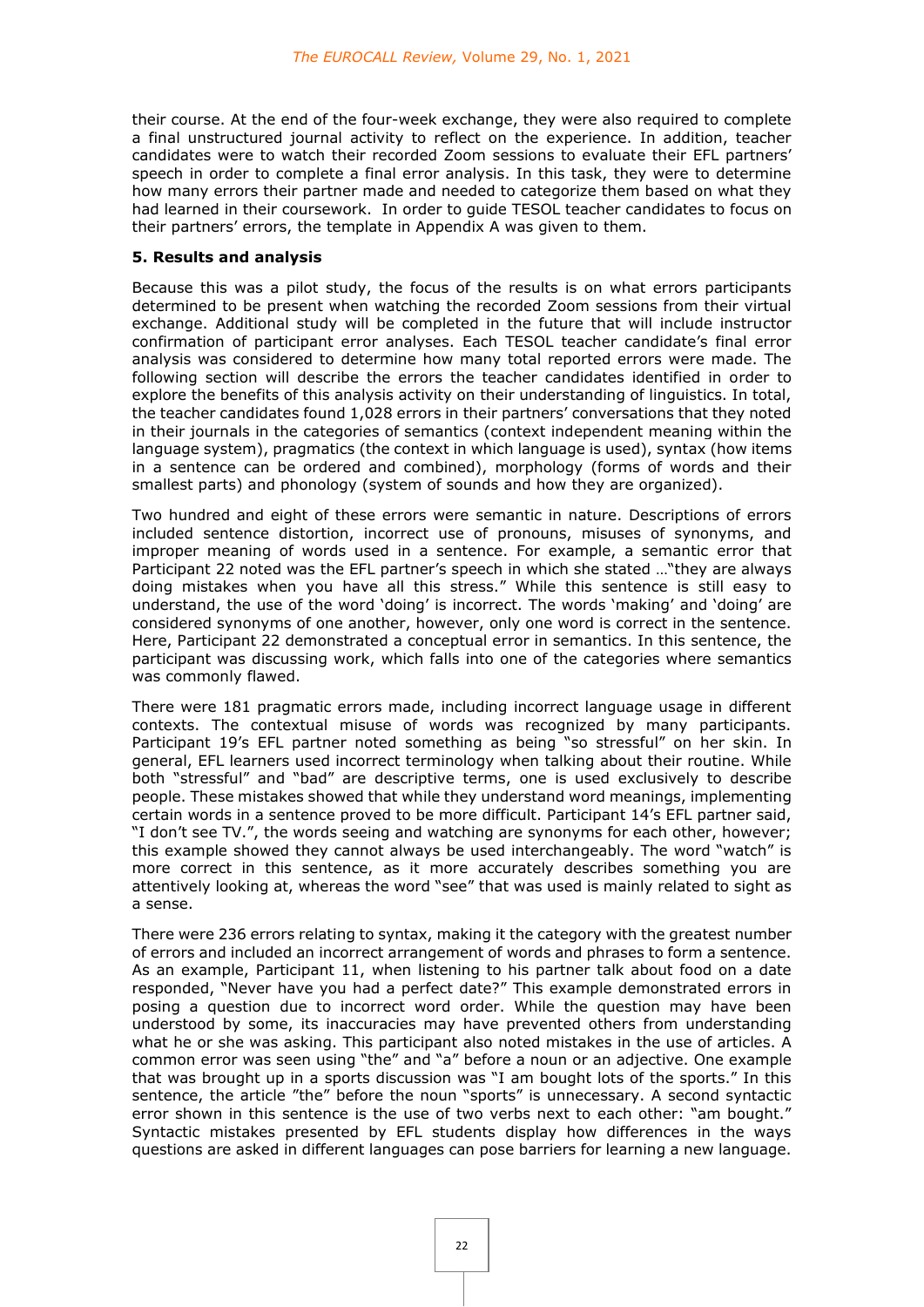their course. At the end of the four-week exchange, they were also required to complete a final unstructured journal activity to reflect on the experience. In addition, teacher candidates were to watch their recorded Zoom sessions to evaluate their EFL partners' speech in order to complete a final error analysis. In this task, they were to determine how many errors their partner made and needed to categorize them based on what they had learned in their coursework. In order to guide TESOL teacher candidates to focus on their partners' errors, the template in Appendix A was given to them.

## 5. Results and analysis

Because this was a pilot study, the focus of the results is on what errors participants determined to be present when watching the recorded Zoom sessions from their virtual exchange. Additional study will be completed in the future that will include instructor confirmation of participant error analyses. Each TESOL teacher candidate's final error analysis was considered to determine how many total reported errors were made. The following section will describe the errors the teacher candidates identified in order to explore the benefits of this analysis activity on their understanding of linguistics. In total, the teacher candidates found 1,028 errors in their partners' conversations that they noted in their journals in the categories of semantics (context independent meaning within the language system), pragmatics (the context in which language is used), syntax (how items in a sentence can be ordered and combined), morphology (forms of words and their smallest parts) and phonology (system of sounds and how they are organized).

Two hundred and eight of these errors were semantic in nature. Descriptions of errors included sentence distortion, incorrect use of pronouns, misuses of synonyms, and improper meaning of words used in a sentence. For example, a semantic error that Participant 22 noted was the EFL partner's speech in which she stated …"they are always doing mistakes when you have all this stress." While this sentence is still easy to understand, the use of the word 'doing' is incorrect. The words 'making' and 'doing' are considered synonyms of one another, however, only one word is correct in the sentence. Here, Participant 22 demonstrated a conceptual error in semantics. In this sentence, the participant was discussing work, which falls into one of the categories where semantics was commonly flawed.

There were 181 pragmatic errors made, including incorrect language usage in different contexts. The contextual misuse of words was recognized by many participants. Participant 19's EFL partner noted something as being "so stressful" on her skin. In general, EFL learners used incorrect terminology when talking about their routine. While both "stressful" and "bad" are descriptive terms, one is used exclusively to describe people. These mistakes showed that while they understand word meanings, implementing certain words in a sentence proved to be more difficult. Participant 14's EFL partner said, "I don't see TV.", the words seeing and watching are synonyms for each other, however; this example showed they cannot always be used interchangeably. The word "watch" is more correct in this sentence, as it more accurately describes something you are attentively looking at, whereas the word "see" that was used is mainly related to sight as a sense.

There were 236 errors relating to syntax, making it the category with the greatest number of errors and included an incorrect arrangement of words and phrases to form a sentence. As an example, Participant 11, when listening to his partner talk about food on a date responded, "Never have you had a perfect date?" This example demonstrated errors in posing a question due to incorrect word order. While the question may have been understood by some, its inaccuracies may have prevented others from understanding what he or she was asking. This participant also noted mistakes in the use of articles. A common error was seen using "the" and "a" before a noun or an adjective. One example that was brought up in a sports discussion was "I am bought lots of the sports." In this sentence, the article "the" before the noun "sports" is unnecessary. A second syntactic error shown in this sentence is the use of two verbs next to each other: "am bought." Syntactic mistakes presented by EFL students display how differences in the ways questions are asked in different languages can pose barriers for learning a new language.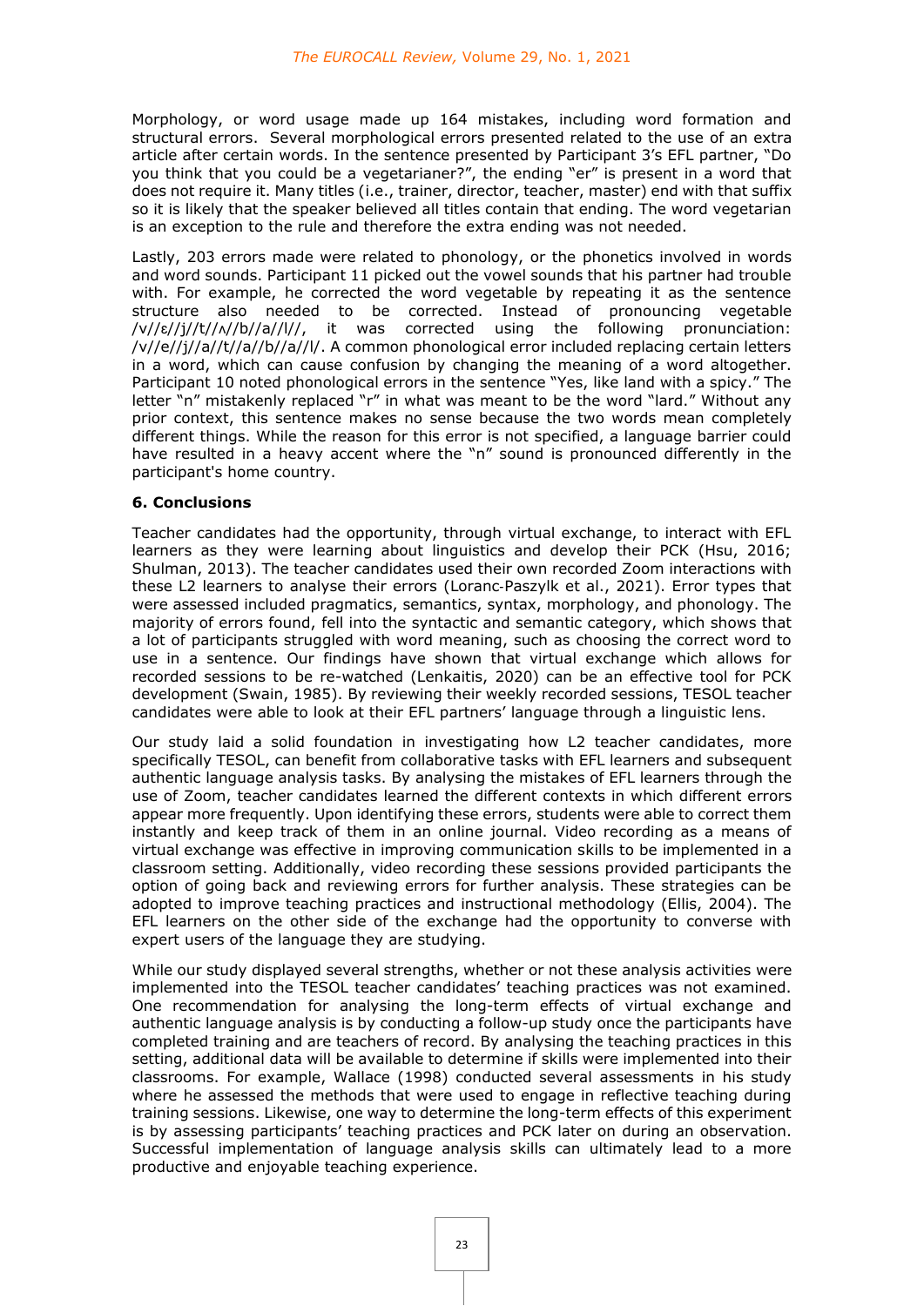Morphology, or word usage made up 164 mistakes, including word formation and structural errors. Several morphological errors presented related to the use of an extra article after certain words. In the sentence presented by Participant 3's EFL partner, "Do you think that you could be a vegetarianer?", the ending "er" is present in a word that does not require it. Many titles (i.e., trainer, director, teacher, master) end with that suffix so it is likely that the speaker believed all titles contain that ending. The word vegetarian is an exception to the rule and therefore the extra ending was not needed.

Lastly, 203 errors made were related to phonology, or the phonetics involved in words and word sounds. Participant 11 picked out the vowel sounds that his partner had trouble with. For example, he corrected the word vegetable by repeating it as the sentence structure also needed to be corrected. Instead of pronouncing vegetable /v//ɛ//j//t//ʌ//b//a//l//, it was corrected using the following pronunciation: /v//e//j//a//t//a//b//a//l/. A common phonological error included replacing certain letters in a word, which can cause confusion by changing the meaning of a word altogether. Participant 10 noted phonological errors in the sentence "Yes, like land with a spicy." The letter "n" mistakenly replaced "r" in what was meant to be the word "lard." Without any prior context, this sentence makes no sense because the two words mean completely different things. While the reason for this error is not specified, a language barrier could have resulted in a heavy accent where the "n" sound is pronounced differently in the participant's home country.

### 6. Conclusions

Teacher candidates had the opportunity, through virtual exchange, to interact with EFL learners as they were learning about linguistics and develop their PCK (Hsu, 2016; Shulman, 2013). The teacher candidates used their own recorded Zoom interactions with these L2 learners to analyse their errors (Loranc-Paszylk et al., 2021). Error types that were assessed included pragmatics, semantics, syntax, morphology, and phonology. The majority of errors found, fell into the syntactic and semantic category, which shows that a lot of participants struggled with word meaning, such as choosing the correct word to use in a sentence. Our findings have shown that virtual exchange which allows for recorded sessions to be re-watched (Lenkaitis, 2020) can be an effective tool for PCK development (Swain, 1985). By reviewing their weekly recorded sessions, TESOL teacher candidates were able to look at their EFL partners' language through a linguistic lens.

Our study laid a solid foundation in investigating how L2 teacher candidates, more specifically TESOL, can benefit from collaborative tasks with EFL learners and subsequent authentic language analysis tasks. By analysing the mistakes of EFL learners through the use of Zoom, teacher candidates learned the different contexts in which different errors appear more frequently. Upon identifying these errors, students were able to correct them instantly and keep track of them in an online journal. Video recording as a means of virtual exchange was effective in improving communication skills to be implemented in a classroom setting. Additionally, video recording these sessions provided participants the option of going back and reviewing errors for further analysis. These strategies can be adopted to improve teaching practices and instructional methodology (Ellis, 2004). The EFL learners on the other side of the exchange had the opportunity to converse with expert users of the language they are studying.

While our study displayed several strengths, whether or not these analysis activities were implemented into the TESOL teacher candidates' teaching practices was not examined. One recommendation for analysing the long-term effects of virtual exchange and authentic language analysis is by conducting a follow-up study once the participants have completed training and are teachers of record. By analysing the teaching practices in this setting, additional data will be available to determine if skills were implemented into their classrooms. For example, Wallace (1998) conducted several assessments in his study where he assessed the methods that were used to engage in reflective teaching during training sessions. Likewise, one way to determine the long-term effects of this experiment is by assessing participants' teaching practices and PCK later on during an observation. Successful implementation of language analysis skills can ultimately lead to a more productive and enjoyable teaching experience.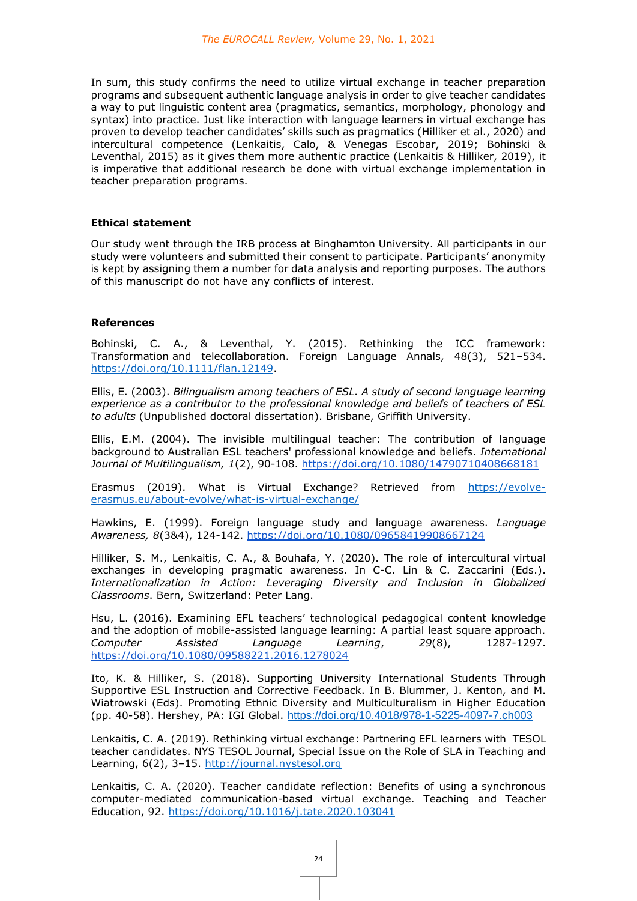In sum, this study confirms the need to utilize virtual exchange in teacher preparation programs and subsequent authentic language analysis in order to give teacher candidates a way to put linguistic content area (pragmatics, semantics, morphology, phonology and syntax) into practice. Just like interaction with language learners in virtual exchange has proven to develop teacher candidates' skills such as pragmatics (Hilliker et al., 2020) and intercultural competence (Lenkaitis, Calo, & Venegas Escobar, 2019; Bohinski & Leventhal, 2015) as it gives them more authentic practice (Lenkaitis & Hilliker, 2019), it is imperative that additional research be done with virtual exchange implementation in teacher preparation programs.

### Ethical statement

Our study went through the IRB process at Binghamton University. All participants in our study were volunteers and submitted their consent to participate. Participants' anonymity is kept by assigning them a number for data analysis and reporting purposes. The authors of this manuscript do not have any conflicts of interest.

### References

Bohinski, C. A., & Leventhal, Y. (2015). Rethinking the ICC framework: Transformation and telecollaboration. Foreign Language Annals, 48(3), 521–534. https://doi.org/10.1111/flan.12149.

Ellis, E. (2003). *Bilingualism among teachers of ESL. A study of second language learning experience as a contributor to the professional knowledge and beliefs of teachers of ESL to adults* (Unpublished doctoral dissertation). Brisbane, Griffith University.

Ellis, E.M. (2004). The invisible multilingual teacher: The contribution of language background to Australian ESL teachers' professional knowledge and beliefs. *International Journal of Multilingualism, 1*(2), 90-108. https://doi.org/10.1080/14790710408668181

Erasmus (2019). What is Virtual Exchange? Retrieved from https://evolve-erasmus.eu/about-evolve/what-is-virtual-exchange/

Hawkins, E. (1999). Foreign language study and language awareness. *Language Awareness, 8*(3&4), 124-142. https://doi.org/10.1080/09658419908667124

Hilliker, S. M., Lenkaitis, C. A., & Bouhafa, Y. (2020). The role of intercultural virtual exchanges in developing pragmatic awareness. In C-C. Lin & C. Zaccarini (Eds.). *Internationalization in Action: Leveraging Diversity and Inclusion in Globalized Classrooms*. Bern, Switzerland: Peter Lang.

Hsu, L. (2016). Examining EFL teachers' technological pedagogical content knowledge and the adoption of mobile-assisted language learning: A partial least square approach. *Computer Assisted Language Learning*, *29*(8), 1287-1297. https://doi.org/10.1080/09588221.2016.1278024

Ito, K. & Hilliker, S. (2018). Supporting University International Students Through Supportive ESL Instruction and Corrective Feedback. In B. Blummer, J. Kenton, and M. Wiatrowski (Eds). Promoting Ethnic Diversity and Multiculturalism in Higher Education (pp. 40-58). Hershey, PA: IGI Global. https://doi.org/10.4018/978-1-5225-4097-7.ch003

Lenkaitis, C. A. (2019). Rethinking virtual exchange: Partnering EFL learners with TESOL teacher candidates. NYS TESOL Journal, Special Issue on the Role of SLA in Teaching and Learning, 6(2), 3–15. http://journal.nystesol.org

Lenkaitis, C. A. (2020). Teacher candidate reflection: Benefits of using a synchronous computer-mediated communication-based virtual exchange. Teaching and Teacher Education, 92. https://doi.org/10.1016/j.tate.2020.103041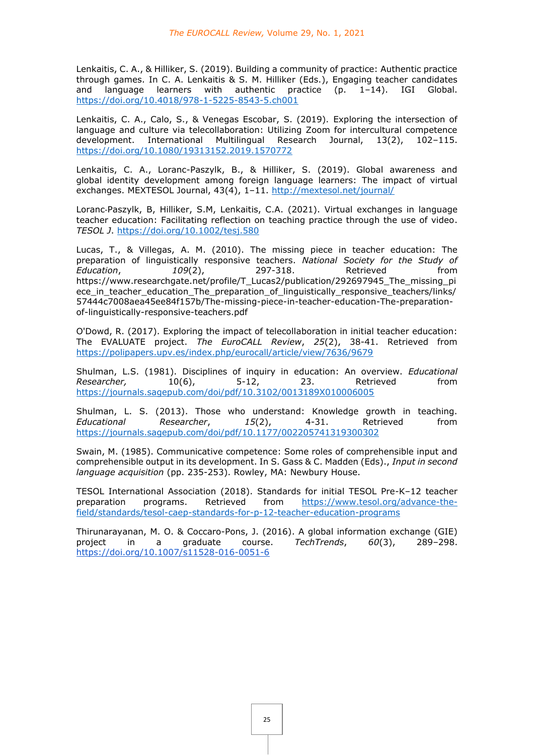Lenkaitis, C. A., & Hilliker, S. (2019). Building a community of practice: Authentic practice through games. In C. A. Lenkaitis & S. M. Hilliker (Eds.), Engaging teacher candidates and language learners with authentic practice (p. 1–14). IGI Global. https://doi.org/10.4018/978-1-5225-8543-5.ch001

Lenkaitis, C. A., Calo, S., & Venegas Escobar, S. (2019). Exploring the intersection of language and culture via telecollaboration: Utilizing Zoom for intercultural competence development. International Multilingual Research Journal, 13(2), 102–115. https://doi.org/10.1080/19313152.2019.1570772

Lenkaitis, C. A., Loranc-Paszylk, B., & Hilliker, S. (2019). Global awareness and global identity development among foreign language learners: The impact of virtual exchanges. MEXTESOL Journal, 43(4), 1–11. http://mextesol.net/journal/

Loranc-Paszylk, B, Hilliker, S.M, Lenkaitis, C.A. (2021). Virtual exchanges in language teacher education: Facilitating reflection on teaching practice through the use of video. *TESOL J*. https://doi.org/10.1002/tesj.580

Lucas, T., & Villegas, A. M. (2010). The missing piece in teacher education: The preparation of linguistically responsive teachers. *National Society for the Study of Education*, *109*(2), 297-318. Retrieved from https://www.researchgate.net/profile/T_Lucas2/publication/292697945_The_missing_piece_in_teacher_education_The_preparation_of_linguistically_responsive_teachers/links/57444c7008aea45ee84f157b/The-missing-piece-in-teacher-education-The-preparation-of-linguistically-responsive-teachers.pdf

O'Dowd, R. (2017). Exploring the impact of telecollaboration in initial teacher education: The EVALUATE project. *The EuroCALL Review*, *25*(2), 38-41. Retrieved from https://polipapers.upv.es/index.php/eurocall/article/view/7636/9679

Shulman, L.S. (1981). Disciplines of inquiry in education: An overview. *Educational Researcher,* 10(6), 5-12, 23. Retrieved from https://journals.sagepub.com/doi/pdf/10.3102/0013189X010006005

Shulman, L. S. (2013). Those who understand: Knowledge growth in teaching. *Educational Researcher*, *15*(2), 4-31. Retrieved from https://journals.sagepub.com/doi/pdf/10.1177/002205741319300302

Swain, M. (1985). Communicative competence: Some roles of comprehensible input and comprehensible output in its development. In S. Gass & C. Madden (Eds)., *Input in second language acquisition* (pp. 235-253). Rowley, MA: Newbury House.

TESOL International Association (2018). Standards for initial TESOL Pre-K–12 teacher preparation programs. Retrieved from https://www.tesol.org/advance-the-field/standards/tesol-caep-standards-for-p-12-teacher-education-programs

Thirunarayanan, M. O. & Coccaro-Pons, J. (2016). A global information exchange (GIE) project in a graduate course. *TechTrends*, *60*(3), 289–298. https://doi.org/10.1007/s11528-016-0051-6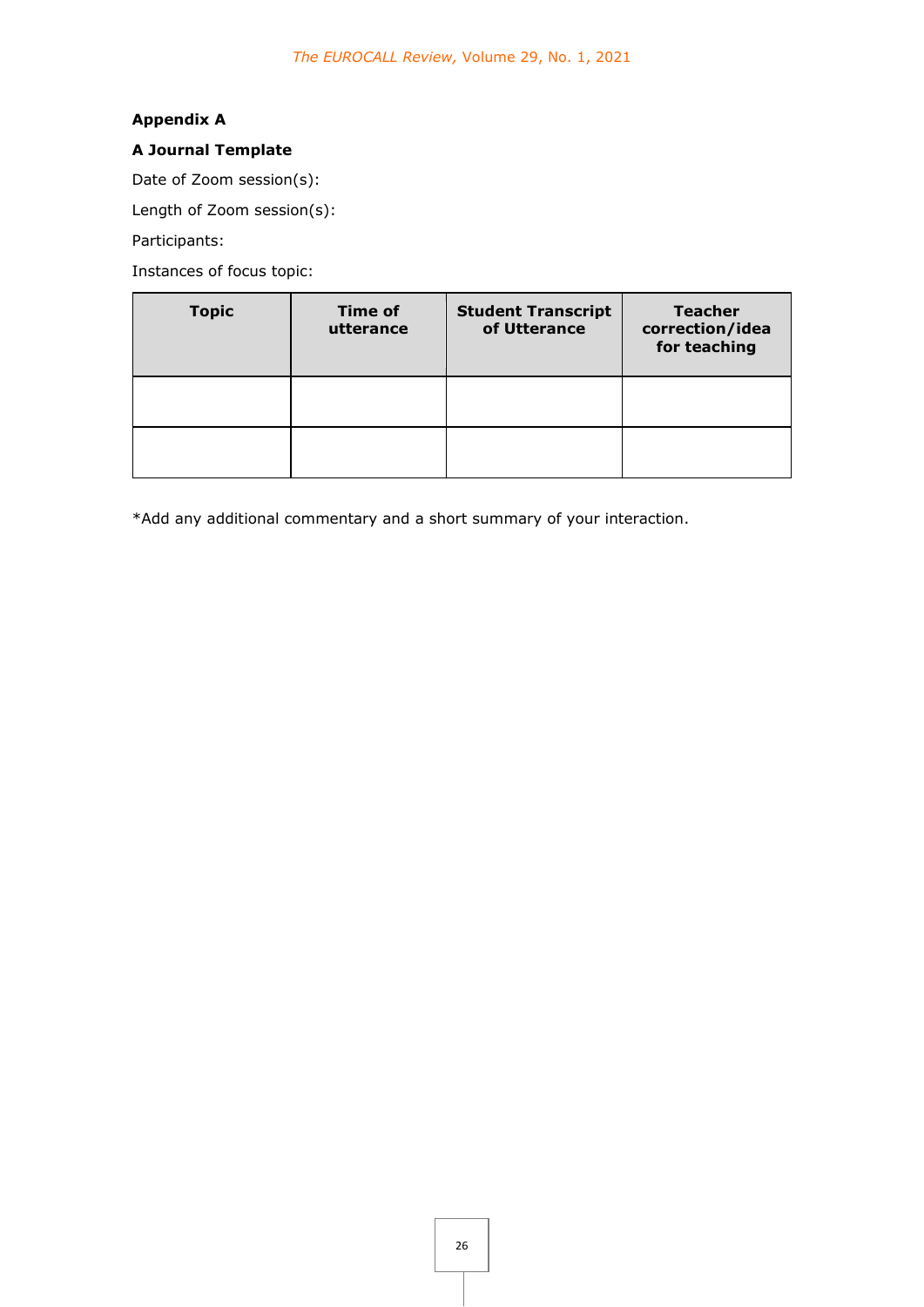**Appendix A**

**A Journal Template**

Date of Zoom session(s):

Length of Zoom session(s):

Participants:

Instances of focus topic:

| Topic | Time of utterance | Student Transcript of Utterance | Teacher correction/idea for teaching |
|---|---|---|---|
| | | | |
| | | | |

*Add any additional commentary and a short summary of your interaction.